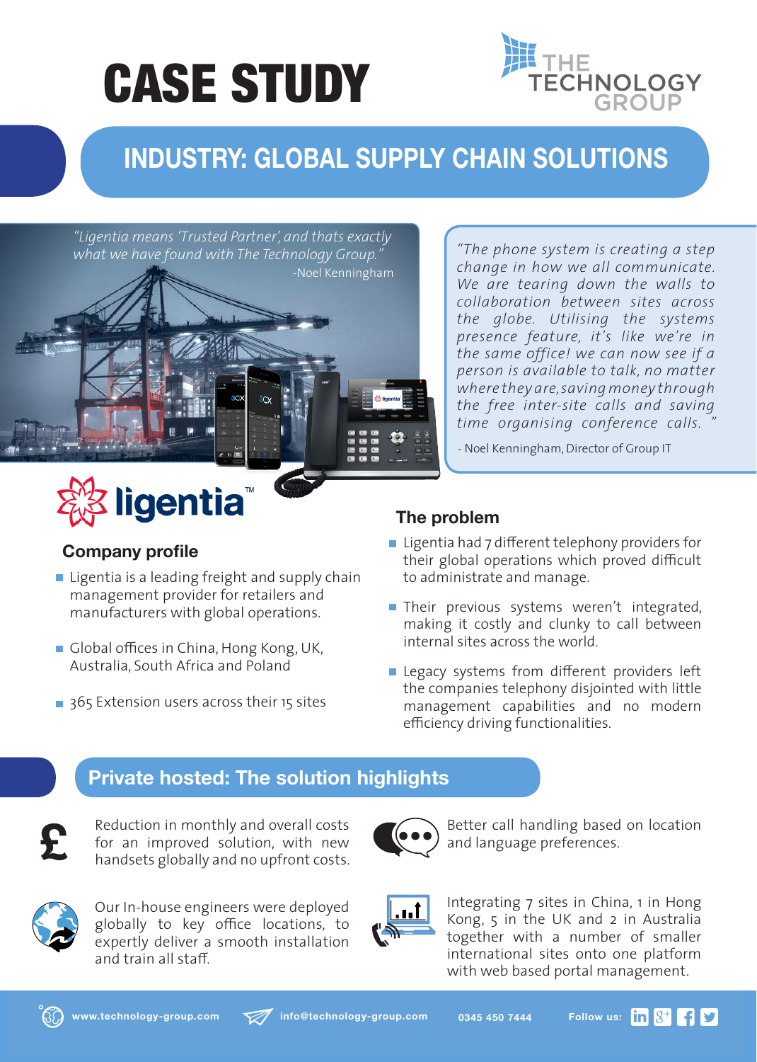# CASE STUDY

THE TECHNOLOGY GROUP

## INDUSTRY: GLOBAL SUPPLY CHAIN SOLUTIONS

*"Ligentia means 'Trusted Partner', and thats exactly what we have found with The Technology Group."*
-Noel Kenningham

*"The phone system is creating a step change in how we all communicate. We are tearing down the walls to collaboration between sites across the globe. Utilising the systems presence feature, it's like we're in the same office! we can now see if a person is available to talk, no matter where they are, saving money through the free inter-site calls and saving time organising conference calls. "*

- Noel Kenningham, Director of Group IT

ligentia™

### Company profile

- Ligentia is a leading freight and supply chain management provider for retailers and manufacturers with global operations.
- Global offices in China, Hong Kong, UK, Australia, South Africa and Poland
- 365 Extension users across their 15 sites

### The problem

- Ligentia had 7 different telephony providers for their global operations which proved difficult to administrate and manage.
- Their previous systems weren't integrated, making it costly and clunky to call between internal sites across the world.
- Legacy systems from different providers left the companies telephony disjointed with little management capabilities and no modern efficiency driving functionalities.

## Private hosted: The solution highlights

- Reduction in monthly and overall costs for an improved solution, with new handsets globally and no upfront costs.
- Better call handling based on location and language preferences.
- Our In-house engineers were deployed globally to key office locations, to expertly deliver a smooth installation and train all staff.
- Integrating 7 sites in China, 1 in Hong Kong, 5 in the UK and 2 in Australia together with a number of smaller international sites onto one platform with web based portal management.

www.technology-group.com | info@technology-group.com | 0345 450 7444 | Follow us: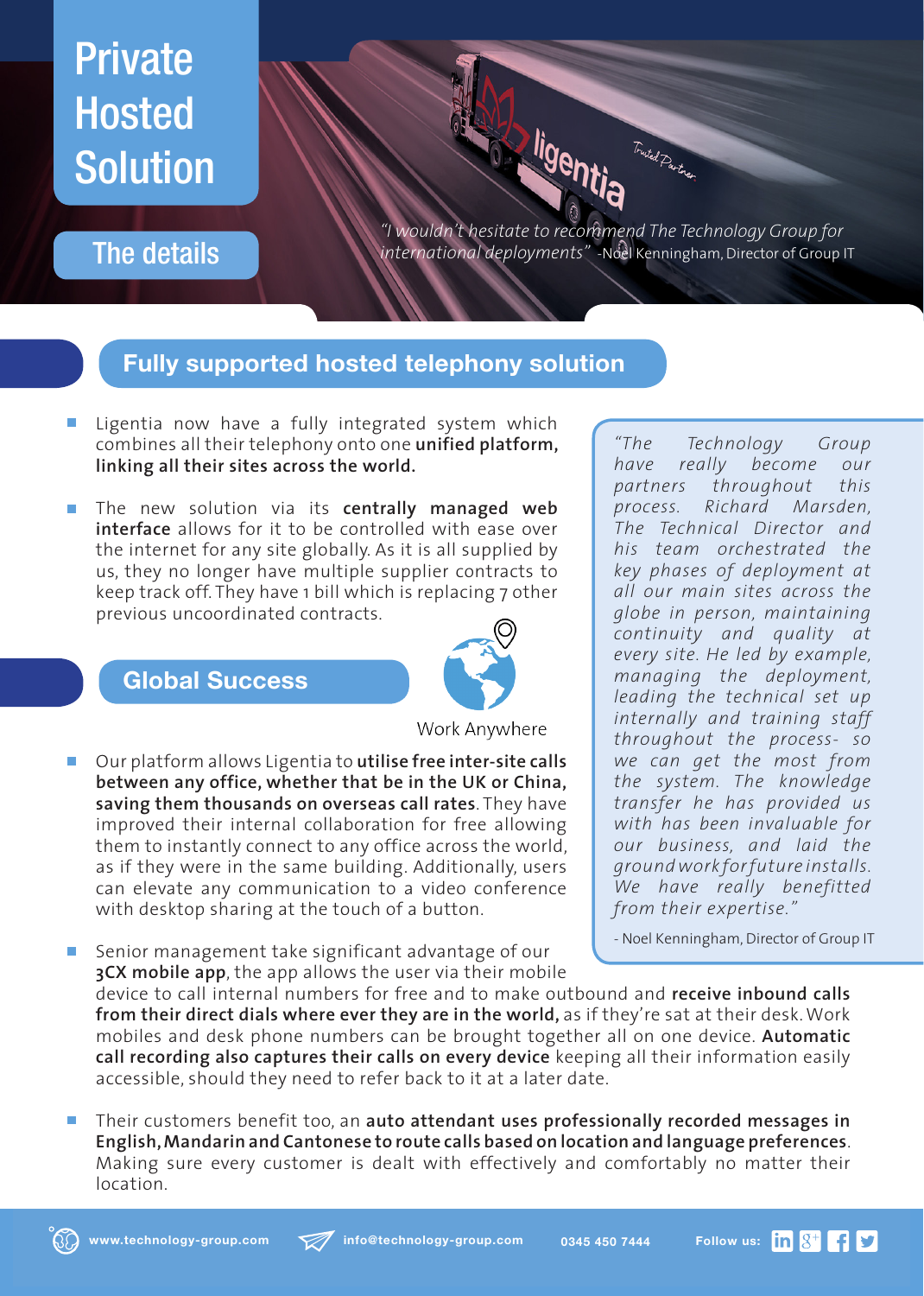# Private Hosted Solution

## The details

*"I wouldn't hesitate to recommend The Technology Group for international deployments"* -Noel Kenningham, Director of Group IT

## Fully supported hosted telephony solution

- Ligentia now have a fully integrated system which combines all their telephony onto one **unified platform, linking all their sites across the world.**

- The new solution via its **centrally managed web interface** allows for it to be controlled with ease over the internet for any site globally. As it is all supplied by us, they no longer have multiple supplier contracts to keep track off. They have 1 bill which is replacing 7 other previous uncoordinated contracts.

*"The Technology Group have really become our partners throughout this process. Richard Marsden, The Technical Director and his team orchestrated the key phases of deployment at all our main sites across the globe in person, maintaining continuity and quality at every site. He led by example, managing the deployment, leading the technical set up internally and training staff throughout the process- so we can get the most from the system. The knowledge transfer he has provided us with has been invaluable for our business, and laid the ground work for future installs. We have really benefitted from their expertise."*

- Noel Kenningham, Director of Group IT

## Global Success

Work Anywhere

- Our platform allows Ligentia to **utilise free inter-site calls between any office, whether that be in the UK or China, saving them thousands on overseas call rates**. They have improved their internal collaboration for free allowing them to instantly connect to any office across the world, as if they were in the same building. Additionally, users can elevate any communication to a video conference with desktop sharing at the touch of a button.

- Senior management take significant advantage of our **3CX mobile app**, the app allows the user via their mobile device to call internal numbers for free and to make outbound and **receive inbound calls from their direct dials where ever they are in the world,** as if they're sat at their desk. Work mobiles and desk phone numbers can be brought together all on one device. **Automatic call recording also captures their calls on every device** keeping all their information easily accessible, should they need to refer back to it at a later date.

- Their customers benefit too, an **auto attendant uses professionally recorded messages in English, Mandarin and Cantonese to route calls based on location and language preferences**. Making sure every customer is dealt with effectively and comfortably no matter their location.

www.technology-group.com | info@technology-group.com | 0345 450 7444 | Follow us: